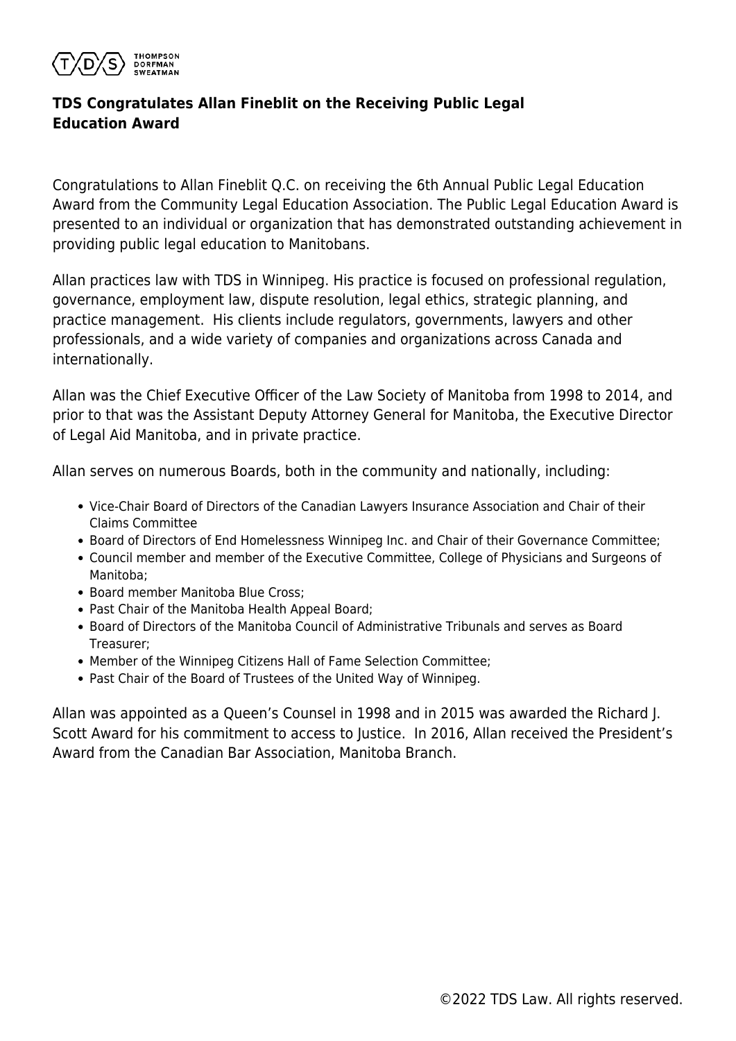THOMPSON DORFMAN SWEATMAN

## TDS Congratulates Allan Fineblit on the Receiving Public Legal Education Award

Congratulations to Allan Fineblit Q.C. on receiving the 6th Annual Public Legal Education Award from the Community Legal Education Association. The Public Legal Education Award is presented to an individual or organization that has demonstrated outstanding achievement in providing public legal education to Manitobans.

Allan practices law with TDS in Winnipeg. His practice is focused on professional regulation, governance, employment law, dispute resolution, legal ethics, strategic planning, and practice management. His clients include regulators, governments, lawyers and other professionals, and a wide variety of companies and organizations across Canada and internationally.

Allan was the Chief Executive Officer of the Law Society of Manitoba from 1998 to 2014, and prior to that was the Assistant Deputy Attorney General for Manitoba, the Executive Director of Legal Aid Manitoba, and in private practice.

Allan serves on numerous Boards, both in the community and nationally, including:

- Vice-Chair Board of Directors of the Canadian Lawyers Insurance Association and Chair of their Claims Committee
- Board of Directors of End Homelessness Winnipeg Inc. and Chair of their Governance Committee;
- Council member and member of the Executive Committee, College of Physicians and Surgeons of Manitoba;
- Board member Manitoba Blue Cross;
- Past Chair of the Manitoba Health Appeal Board;
- Board of Directors of the Manitoba Council of Administrative Tribunals and serves as Board Treasurer;
- Member of the Winnipeg Citizens Hall of Fame Selection Committee;
- Past Chair of the Board of Trustees of the United Way of Winnipeg.

Allan was appointed as a Queen's Counsel in 1998 and in 2015 was awarded the Richard J. Scott Award for his commitment to access to Justice. In 2016, Allan received the President's Award from the Canadian Bar Association, Manitoba Branch.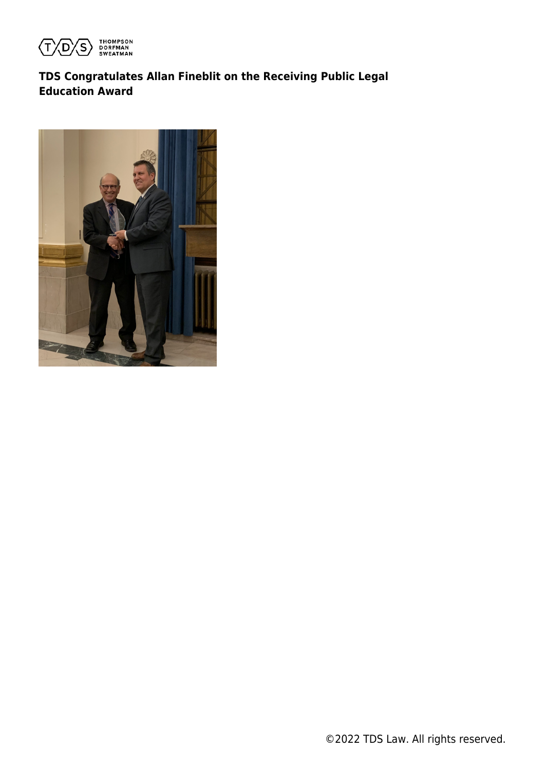**TDS Congratulates Allan Fineblit on the Receiving Public Legal Education Award**

©2022 TDS Law. All rights reserved.